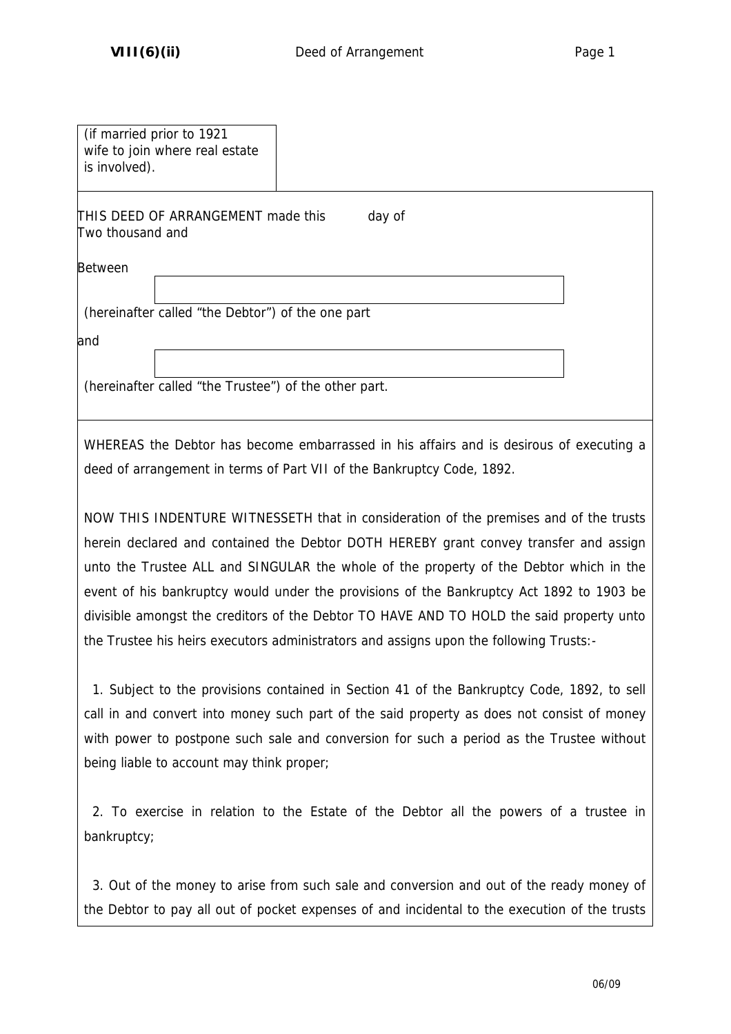(if married prior to 1921 wife to join where real estate is involved).

THIS DEED OF ARRANGEMENT made this day of Two thousand and

Between

(hereinafter called "the Debtor") of the one part

and

(hereinafter called "the Trustee") of the other part.

WHEREAS the Debtor has become embarrassed in his affairs and is desirous of executing a deed of arrangement in terms of Part VII of the Bankruptcy Code, 1892.

NOW THIS INDENTURE WITNESSETH that in consideration of the premises and of the trusts herein declared and contained the Debtor DOTH HEREBY grant convey transfer and assign unto the Trustee ALL and SINGULAR the whole of the property of the Debtor which in the event of his bankruptcy would under the provisions of the Bankruptcy Act 1892 to 1903 be divisible amongst the creditors of the Debtor TO HAVE AND TO HOLD the said property unto the Trustee his heirs executors administrators and assigns upon the following Trusts:-

1. Subject to the provisions contained in Section 41 of the Bankruptcy Code, 1892, to sell call in and convert into money such part of the said property as does not consist of money with power to postpone such sale and conversion for such a period as the Trustee without being liable to account may think proper;

2. To exercise in relation to the Estate of the Debtor all the powers of a trustee in bankruptcy;

3. Out of the money to arise from such sale and conversion and out of the ready money of the Debtor to pay all out of pocket expenses of and incidental to the execution of the trusts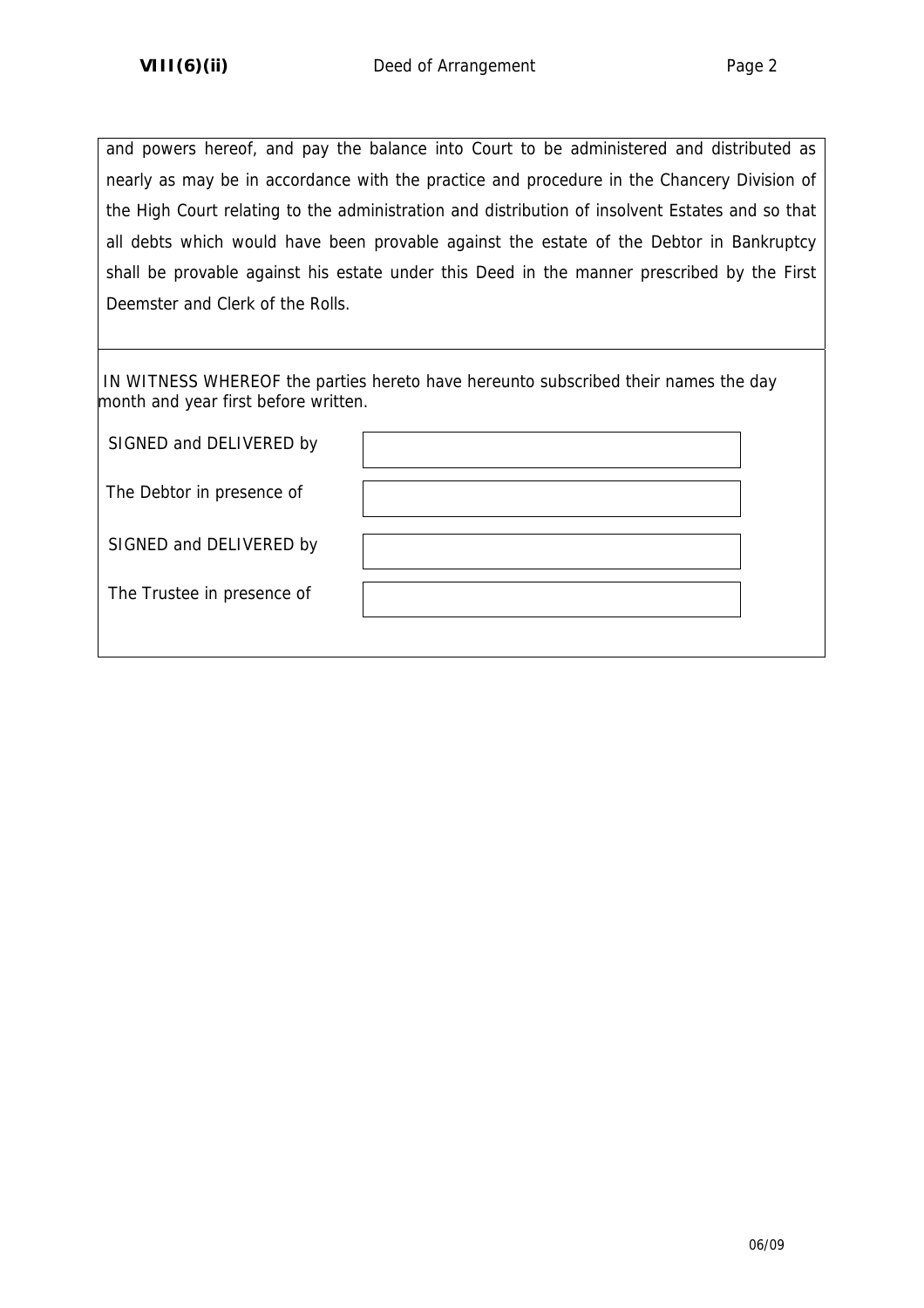and powers hereof, and pay the balance into Court to be administered and distributed as nearly as may be in accordance with the practice and procedure in the Chancery Division of the High Court relating to the administration and distribution of insolvent Estates and so that all debts which would have been provable against the estate of the Debtor in Bankruptcy shall be provable against his estate under this Deed in the manner prescribed by the First Deemster and Clerk of the Rolls.

IN WITNESS WHEREOF the parties hereto have hereunto subscribed their names the day month and year first before written.

| | |
|---|---|
| SIGNED and DELIVERED by | |
| The Debtor in presence of | |
| SIGNED and DELIVERED by | |
| The Trustee in presence of | |